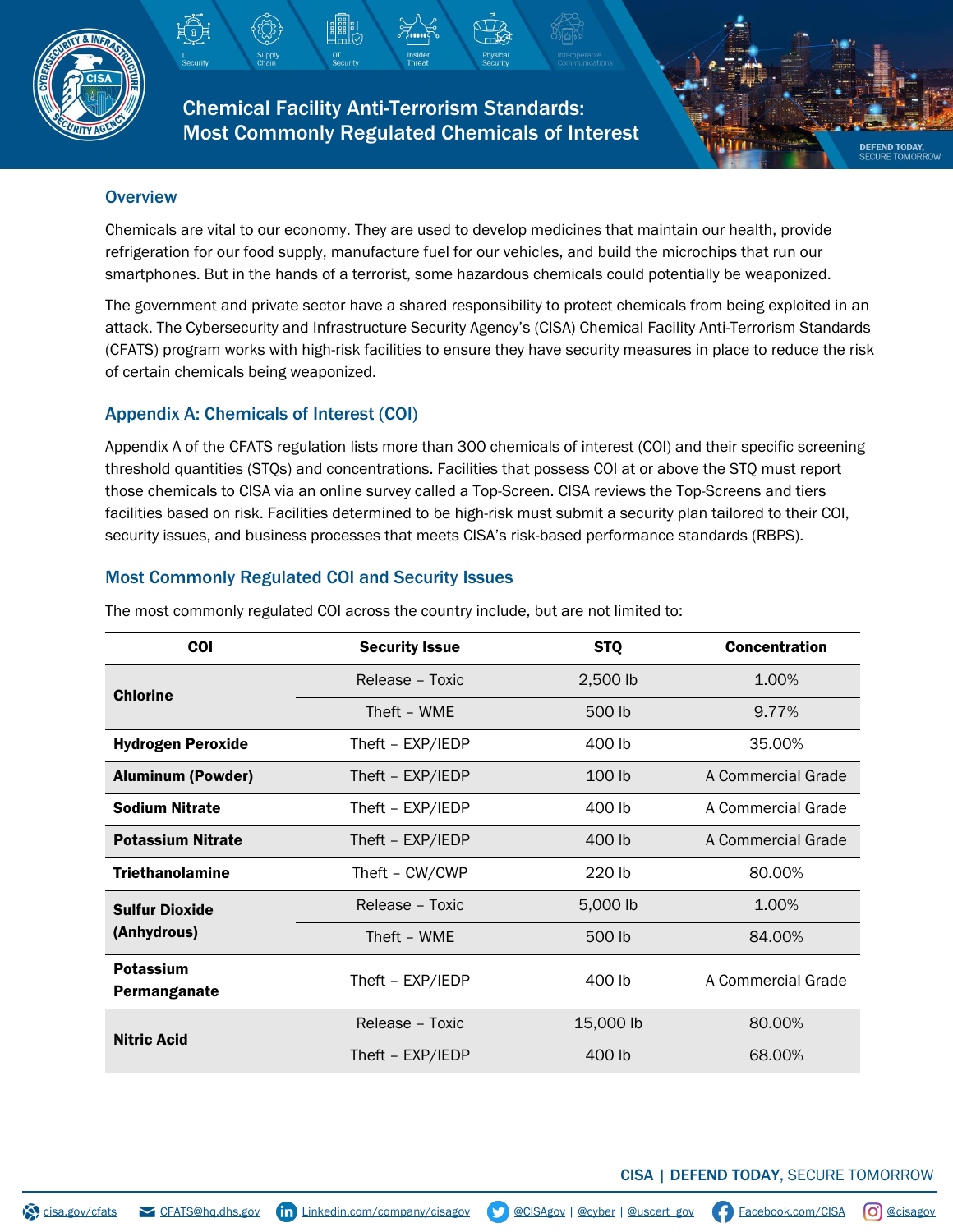# Chemical Facility Anti-Terrorism Standards: Most Commonly Regulated Chemicals of Interest

## Overview

Chemicals are vital to our economy. They are used to develop medicines that maintain our health, provide refrigeration for our food supply, manufacture fuel for our vehicles, and build the microchips that run our smartphones. But in the hands of a terrorist, some hazardous chemicals could potentially be weaponized.

The government and private sector have a shared responsibility to protect chemicals from being exploited in an attack. The Cybersecurity and Infrastructure Security Agency's (CISA) Chemical Facility Anti-Terrorism Standards (CFATS) program works with high-risk facilities to ensure they have security measures in place to reduce the risk of certain chemicals being weaponized.

## Appendix A: Chemicals of Interest (COI)

Appendix A of the CFATS regulation lists more than 300 chemicals of interest (COI) and their specific screening threshold quantities (STQs) and concentrations. Facilities that possess COI at or above the STQ must report those chemicals to CISA via an online survey called a Top-Screen. CISA reviews the Top-Screens and tiers facilities based on risk. Facilities determined to be high-risk must submit a security plan tailored to their COI, security issues, and business processes that meets CISA's risk-based performance standards (RBPS).

## Most Commonly Regulated COI and Security Issues

The most commonly regulated COI across the country include, but are not limited to:

| COI | Security Issue | STQ | Concentration |
|---|---|---|---|
| **Chlorine** | Release – Toxic | 2,500 lb | 1.00% |
| | Theft – WME | 500 lb | 9.77% |
| **Hydrogen Peroxide** | Theft – EXP/IEDP | 400 lb | 35.00% |
| **Aluminum (Powder)** | Theft – EXP/IEDP | 100 lb | A Commercial Grade |
| **Sodium Nitrate** | Theft – EXP/IEDP | 400 lb | A Commercial Grade |
| **Potassium Nitrate** | Theft – EXP/IEDP | 400 lb | A Commercial Grade |
| **Triethanolamine** | Theft – CW/CWP | 220 lb | 80.00% |
| **Sulfur Dioxide (Anhydrous)** | Release – Toxic | 5,000 lb | 1.00% |
| | Theft – WME | 500 lb | 84.00% |
| **Potassium Permanganate** | Theft – EXP/IEDP | 400 lb | A Commercial Grade |
| **Nitric Acid** | Release – Toxic | 15,000 lb | 80.00% |
| | Theft – EXP/IEDP | 400 lb | 68.00% |

CISA | DEFEND TODAY, SECURE TOMORROW

cisa.gov/cfats | CFATS@hq.dhs.gov | Linkedin.com/company/cisagov | @CISAgov | @cyber | @uscert_gov | Facebook.com/CISA | @cisagov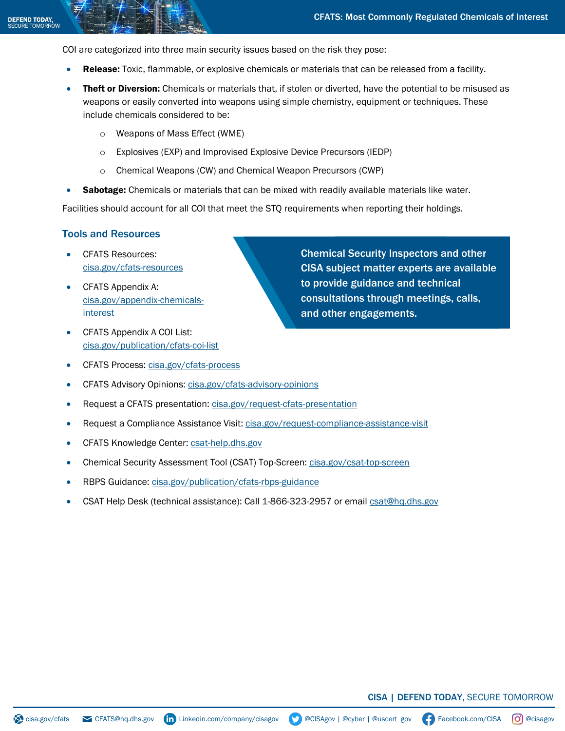COI are categorized into three main security issues based on the risk they pose:

- **Release:** Toxic, flammable, or explosive chemicals or materials that can be released from a facility.
- **Theft or Diversion:** Chemicals or materials that, if stolen or diverted, have the potential to be misused as weapons or easily converted into weapons using simple chemistry, equipment or techniques. These include chemicals considered to be:
  - Weapons of Mass Effect (WME)
  - Explosives (EXP) and Improvised Explosive Device Precursors (IEDP)
  - Chemical Weapons (CW) and Chemical Weapon Precursors (CWP)
- **Sabotage:** Chemicals or materials that can be mixed with readily available materials like water.

Facilities should account for all COI that meet the STQ requirements when reporting their holdings.

## Tools and Resources

**Chemical Security Inspectors and other CISA subject matter experts are available to provide guidance and technical consultations through meetings, calls, and other engagements.**

- CFATS Resources: cisa.gov/cfats-resources
- CFATS Appendix A: cisa.gov/appendix-chemicals-interest
- CFATS Appendix A COI List: cisa.gov/publication/cfats-coi-list
- CFATS Process: cisa.gov/cfats-process
- CFATS Advisory Opinions: cisa.gov/cfats-advisory-opinions
- Request a CFATS presentation: cisa.gov/request-cfats-presentation
- Request a Compliance Assistance Visit: cisa.gov/request-compliance-assistance-visit
- CFATS Knowledge Center: csat-help.dhs.gov
- Chemical Security Assessment Tool (CSAT) Top-Screen: cisa.gov/csat-top-screen
- RBPS Guidance: cisa.gov/publication/cfats-rbps-guidance
- CSAT Help Desk (technical assistance): Call 1-866-323-2957 or email csat@hq.dhs.gov